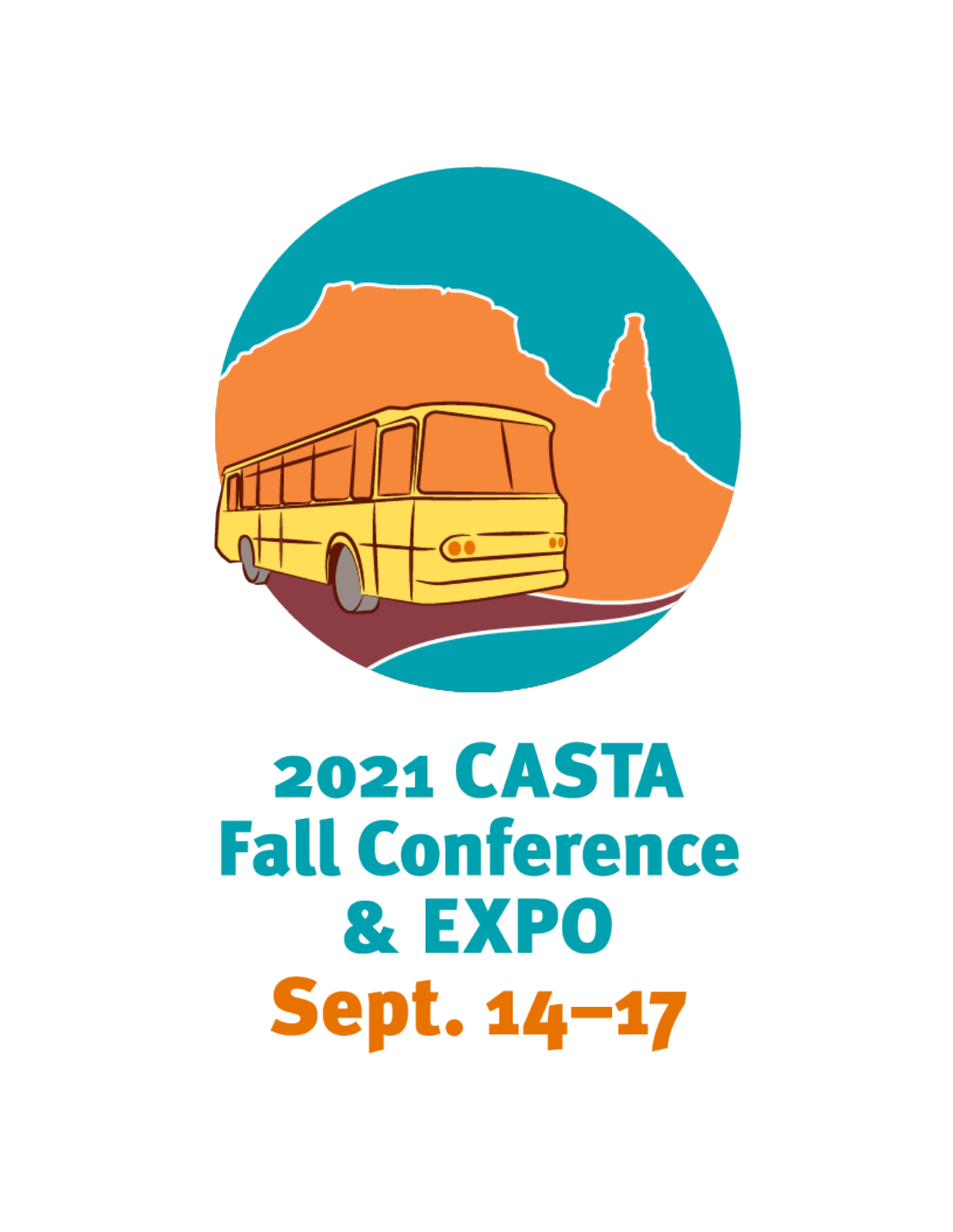# 2021 CASTA Fall Conference & EXPO

## Sept. 14–17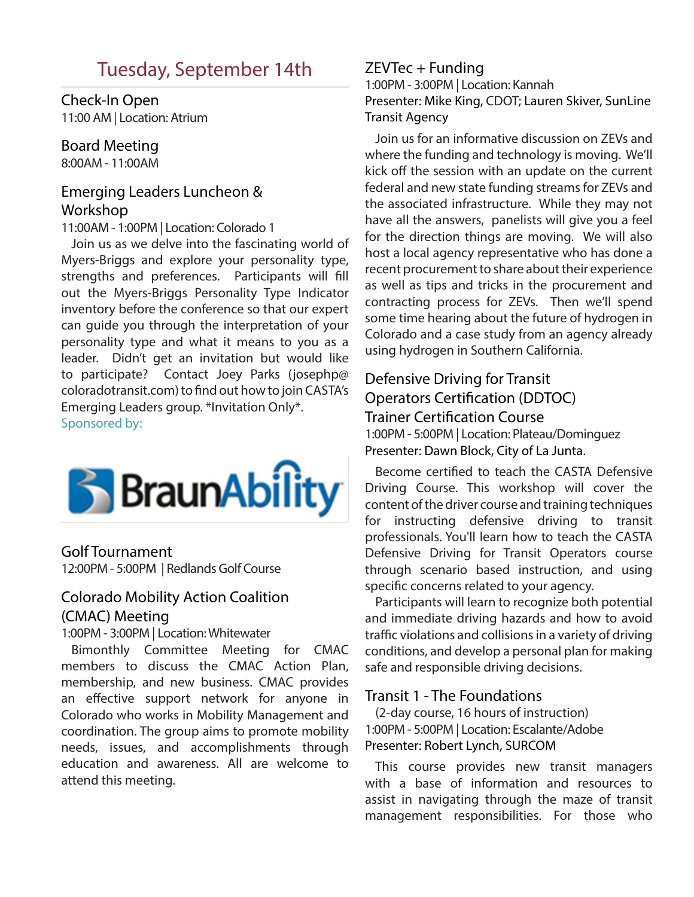# Tuesday, September 14th

## Check-In Open

11:00 AM | Location: Atrium

## Board Meeting

8:00AM - 11:00AM

## Emerging Leaders Luncheon & Workshop

11:00AM - 1:00PM | Location: Colorado 1

Join us as we delve into the fascinating world of Myers-Briggs and explore your personality type, strengths and preferences. Participants will fill out the Myers-Briggs Personality Type Indicator inventory before the conference so that our expert can guide you through the interpretation of your personality type and what it means to you as a leader. Didn't get an invitation but would like to participate? Contact Joey Parks (josephp@coloradotransit.com) to find out how to join CASTA's Emerging Leaders group. *Invitation Only*.

Sponsored by:

BraunAbility

## Golf Tournament

12:00PM - 5:00PM | Redlands Golf Course

## Colorado Mobility Action Coalition (CMAC) Meeting

1:00PM - 3:00PM | Location: Whitewater

Bimonthly Committee Meeting for CMAC members to discuss the CMAC Action Plan, membership, and new business. CMAC provides an effective support network for anyone in Colorado who works in Mobility Management and coordination. The group aims to promote mobility needs, issues, and accomplishments through education and awareness. All are welcome to attend this meeting.

## ZEVTec + Funding

1:00PM - 3:00PM | Location: Kannah

Presenter: Mike King, CDOT; Lauren Skiver, SunLine Transit Agency

Join us for an informative discussion on ZEVs and where the funding and technology is moving. We'll kick off the session with an update on the current federal and new state funding streams for ZEVs and the associated infrastructure. While they may not have all the answers, panelists will give you a feel for the direction things are moving. We will also host a local agency representative who has done a recent procurement to share about their experience as well as tips and tricks in the procurement and contracting process for ZEVs. Then we'll spend some time hearing about the future of hydrogen in Colorado and a case study from an agency already using hydrogen in Southern California.

## Defensive Driving for Transit Operators Certification (DDTOC) Trainer Certification Course

1:00PM - 5:00PM | Location: Plateau/Dominguez

Presenter: Dawn Block, City of La Junta.

Become certified to teach the CASTA Defensive Driving Course. This workshop will cover the content of the driver course and training techniques for instructing defensive driving to transit professionals. You'll learn how to teach the CASTA Defensive Driving for Transit Operators course through scenario based instruction, and using specific concerns related to your agency.

Participants will learn to recognize both potential and immediate driving hazards and how to avoid traffic violations and collisions in a variety of driving conditions, and develop a personal plan for making safe and responsible driving decisions.

## Transit 1 - The Foundations

(2-day course, 16 hours of instruction)

1:00PM - 5:00PM | Location: Escalante/Adobe

Presenter: Robert Lynch, SURCOM

This course provides new transit managers with a base of information and resources to assist in navigating through the maze of transit management responsibilities. For those who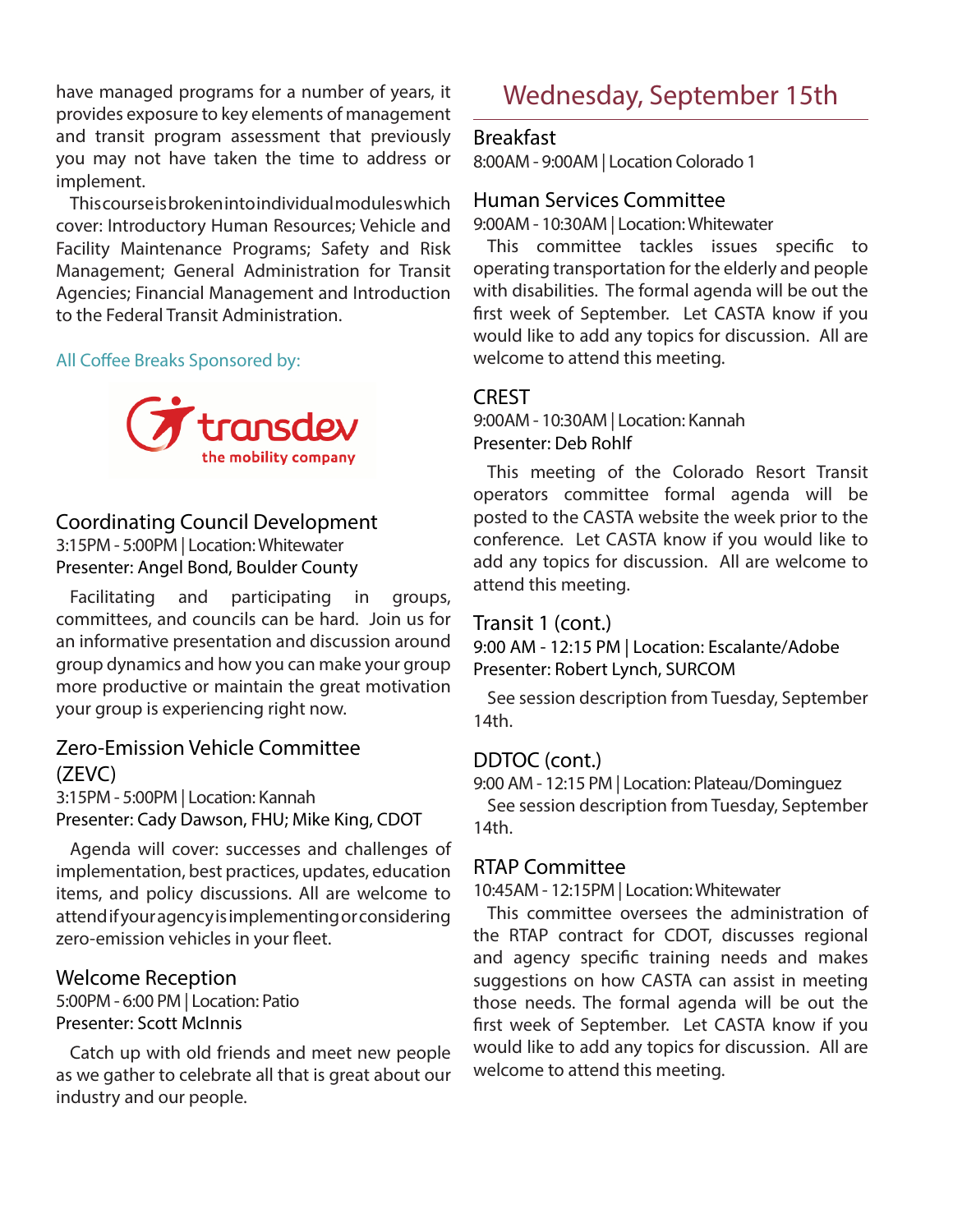have managed programs for a number of years, it provides exposure to key elements of management and transit program assessment that previously you may not have taken the time to address or implement.

This course is broken into individual modules which cover: Introductory Human Resources; Vehicle and Facility Maintenance Programs; Safety and Risk Management; General Administration for Transit Agencies; Financial Management and Introduction to the Federal Transit Administration.

All Coffee Breaks Sponsored by:

transdev
the mobility company

## Coordinating Council Development

3:15PM - 5:00PM | Location: Whitewater
Presenter: Angel Bond, Boulder County

Facilitating and participating in groups, committees, and councils can be hard. Join us for an informative presentation and discussion around group dynamics and how you can make your group more productive or maintain the great motivation your group is experiencing right now.

## Zero-Emission Vehicle Committee (ZEVC)

3:15PM - 5:00PM | Location: Kannah
Presenter: Cady Dawson, FHU; Mike King, CDOT

Agenda will cover: successes and challenges of implementation, best practices, updates, education items, and policy discussions. All are welcome to attend if your agency is implementing or considering zero-emission vehicles in your fleet.

## Welcome Reception

5:00PM - 6:00 PM | Location: Patio
Presenter: Scott McInnis

Catch up with old friends and meet new people as we gather to celebrate all that is great about our industry and our people.

# Wednesday, September 15th

## Breakfast

8:00AM - 9:00AM | Location Colorado 1

## Human Services Committee

9:00AM - 10:30AM | Location: Whitewater

This committee tackles issues specific to operating transportation for the elderly and people with disabilities. The formal agenda will be out the first week of September. Let CASTA know if you would like to add any topics for discussion. All are welcome to attend this meeting.

## CREST

9:00AM - 10:30AM | Location: Kannah
Presenter: Deb Rohlf

This meeting of the Colorado Resort Transit operators committee formal agenda will be posted to the CASTA website the week prior to the conference. Let CASTA know if you would like to add any topics for discussion. All are welcome to attend this meeting.

## Transit 1 (cont.)

9:00 AM - 12:15 PM | Location: Escalante/Adobe
Presenter: Robert Lynch, SURCOM

See session description from Tuesday, September 14th.

## DDTOC (cont.)

9:00 AM - 12:15 PM | Location: Plateau/Dominguez

See session description from Tuesday, September 14th.

## RTAP Committee

10:45AM - 12:15PM | Location: Whitewater

This committee oversees the administration of the RTAP contract for CDOT, discusses regional and agency specific training needs and makes suggestions on how CASTA can assist in meeting those needs. The formal agenda will be out the first week of September. Let CASTA know if you would like to add any topics for discussion. All are welcome to attend this meeting.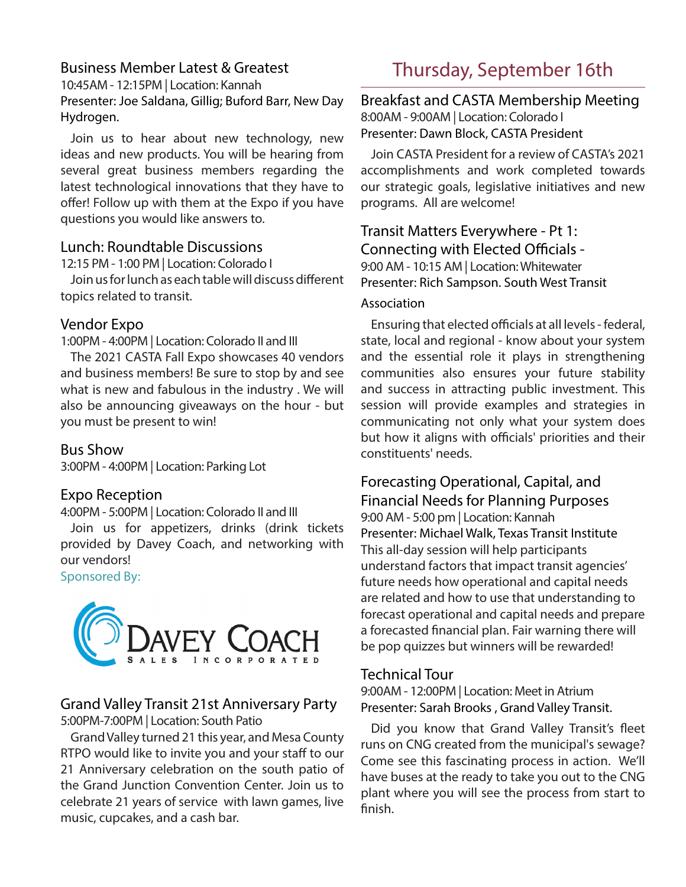## Business Member Latest & Greatest

10:45AM - 12:15PM | Location: Kannah

Presenter: Joe Saldana, Gillig; Buford Barr, New Day Hydrogen.

Join us to hear about new technology, new ideas and new products. You will be hearing from several great business members regarding the latest technological innovations that they have to offer! Follow up with them at the Expo if you have questions you would like answers to.

## Lunch: Roundtable Discussions

12:15 PM - 1:00 PM | Location: Colorado I

Join us for lunch as each table will discuss different topics related to transit.

## Vendor Expo

1:00PM - 4:00PM | Location: Colorado II and III

The 2021 CASTA Fall Expo showcases 40 vendors and business members! Be sure to stop by and see what is new and fabulous in the industry . We will also be announcing giveaways on the hour - but you must be present to win!

## Bus Show

3:00PM - 4:00PM | Location: Parking Lot

## Expo Reception

4:00PM - 5:00PM | Location: Colorado II and III

Join us for appetizers, drinks (drink tickets provided by Davey Coach, and networking with our vendors!

Sponsored By:

DAVEY COACH SALES INCORPORATED

## Grand Valley Transit 21st Anniversary Party

5:00PM-7:00PM | Location: South Patio

Grand Valley turned 21 this year, and Mesa County RTPO would like to invite you and your staff to our 21 Anniversary celebration on the south patio of the Grand Junction Convention Center. Join us to celebrate 21 years of service with lawn games, live music, cupcakes, and a cash bar.

# Thursday, September 16th

## Breakfast and CASTA Membership Meeting

8:00AM - 9:00AM | Location: Colorado I

Presenter: Dawn Block, CASTA President

Join CASTA President for a review of CASTA's 2021 accomplishments and work completed towards our strategic goals, legislative initiatives and new programs. All are welcome!

## Transit Matters Everywhere - Pt 1: Connecting with Elected Officials -

9:00 AM - 10:15 AM | Location: Whitewater

Presenter: Rich Sampson. South West Transit Association

Ensuring that elected officials at all levels - federal, state, local and regional - know about your system and the essential role it plays in strengthening communities also ensures your future stability and success in attracting public investment. This session will provide examples and strategies in communicating not only what your system does but how it aligns with officials' priorities and their constituents' needs.

## Forecasting Operational, Capital, and Financial Needs for Planning Purposes

9:00 AM - 5:00 pm | Location: Kannah

Presenter: Michael Walk, Texas Transit Institute

This all-day session will help participants understand factors that impact transit agencies' future needs how operational and capital needs are related and how to use that understanding to forecast operational and capital needs and prepare a forecasted financial plan. Fair warning there will be pop quizzes but winners will be rewarded!

## Technical Tour

9:00AM - 12:00PM | Location: Meet in Atrium

Presenter: Sarah Brooks , Grand Valley Transit.

Did you know that Grand Valley Transit's fleet runs on CNG created from the municipal's sewage? Come see this fascinating process in action. We'll have buses at the ready to take you out to the CNG plant where you will see the process from start to finish.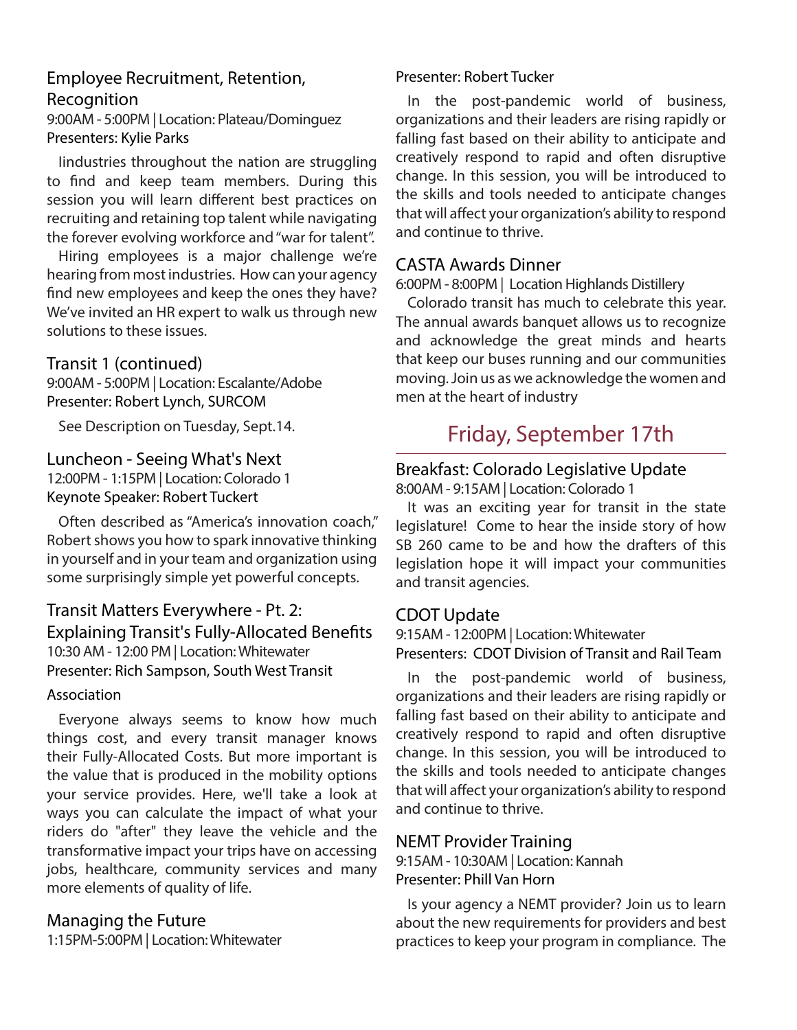### Employee Recruitment, Retention, Recognition

9:00AM - 5:00PM | Location: Plateau/Dominguez
Presenters: Kylie Parks

Iindustries throughout the nation are struggling to find and keep team members. During this session you will learn different best practices on recruiting and retaining top talent while navigating the forever evolving workforce and "war for talent".

Hiring employees is a major challenge we're hearing from most industries. How can your agency find new employees and keep the ones they have? We've invited an HR expert to walk us through new solutions to these issues.

### Transit 1 (continued)

9:00AM - 5:00PM | Location: Escalante/Adobe
Presenter: Robert Lynch, SURCOM

See Description on Tuesday, Sept.14.

### Luncheon - Seeing What's Next

12:00PM - 1:15PM | Location: Colorado 1
Keynote Speaker: Robert Tuckert

Often described as "America's innovation coach," Robert shows you how to spark innovative thinking in yourself and in your team and organization using some surprisingly simple yet powerful concepts.

### Transit Matters Everywhere - Pt. 2: Explaining Transit's Fully-Allocated Benefits

10:30 AM - 12:00 PM | Location: Whitewater
Presenter: Rich Sampson, South West Transit Association

Everyone always seems to know how much things cost, and every transit manager knows their Fully-Allocated Costs. But more important is the value that is produced in the mobility options your service provides. Here, we'll take a look at ways you can calculate the impact of what your riders do "after" they leave the vehicle and the transformative impact your trips have on accessing jobs, healthcare, community services and many more elements of quality of life.

### Managing the Future

1:15PM-5:00PM | Location: Whitewater
Presenter: Robert Tucker

In the post-pandemic world of business, organizations and their leaders are rising rapidly or falling fast based on their ability to anticipate and creatively respond to rapid and often disruptive change. In this session, you will be introduced to the skills and tools needed to anticipate changes that will affect your organization's ability to respond and continue to thrive.

### CASTA Awards Dinner

6:00PM - 8:00PM | Location Highlands Distillery

Colorado transit has much to celebrate this year. The annual awards banquet allows us to recognize and acknowledge the great minds and hearts that keep our buses running and our communities moving. Join us as we acknowledge the women and men at the heart of industry

## Friday, September 17th

### Breakfast: Colorado Legislative Update

8:00AM - 9:15AM | Location: Colorado 1

It was an exciting year for transit in the state legislature! Come to hear the inside story of how SB 260 came to be and how the drafters of this legislation hope it will impact your communities and transit agencies.

### CDOT Update

9:15AM - 12:00PM | Location: Whitewater
Presenters: CDOT Division of Transit and Rail Team

In the post-pandemic world of business, organizations and their leaders are rising rapidly or falling fast based on their ability to anticipate and creatively respond to rapid and often disruptive change. In this session, you will be introduced to the skills and tools needed to anticipate changes that will affect your organization's ability to respond and continue to thrive.

### NEMT Provider Training

9:15AM - 10:30AM | Location: Kannah
Presenter: Phill Van Horn

Is your agency a NEMT provider? Join us to learn about the new requirements for providers and best practices to keep your program in compliance. The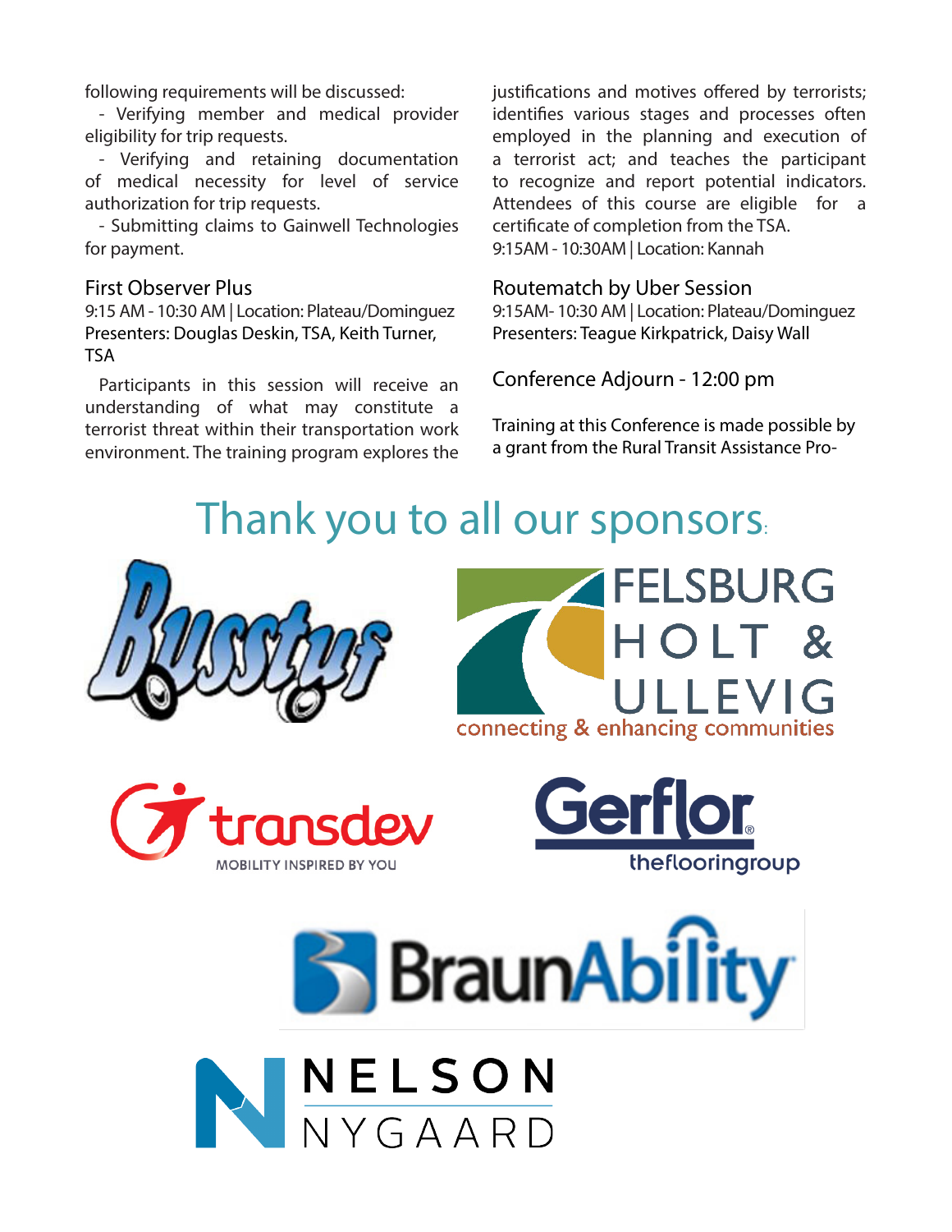following requirements will be discussed:

- Verifying member and medical provider eligibility for trip requests.
- Verifying and retaining documentation of medical necessity for level of service authorization for trip requests.
- Submitting claims to Gainwell Technologies for payment.

### First Observer Plus

9:15 AM - 10:30 AM | Location: Plateau/Dominguez
Presenters: Douglas Deskin, TSA, Keith Turner, TSA

Participants in this session will receive an understanding of what may constitute a terrorist threat within their transportation work environment. The training program explores the justifications and motives offered by terrorists; identifies various stages and processes often employed in the planning and execution of a terrorist act; and teaches the participant to recognize and report potential indicators. Attendees of this course are eligible for a certificate of completion from the TSA.
9:15AM - 10:30AM | Location: Kannah

### Routematch by Uber Session

9:15AM- 10:30 AM | Location: Plateau/Dominguez
Presenters: Teague Kirkpatrick, Daisy Wall

### Conference Adjourn - 12:00 pm

Training at this Conference is made possible by a grant from the Rural Transit Assistance Pro-

## Thank you to all our sponsors:

Busstuf

FELSBURG HOLT & ULLEVIG
connecting & enhancing communities

transdev
MOBILITY INSPIRED BY YOU

Gerflor
theflooringroup

BraunAbility

NELSON NYGAARD